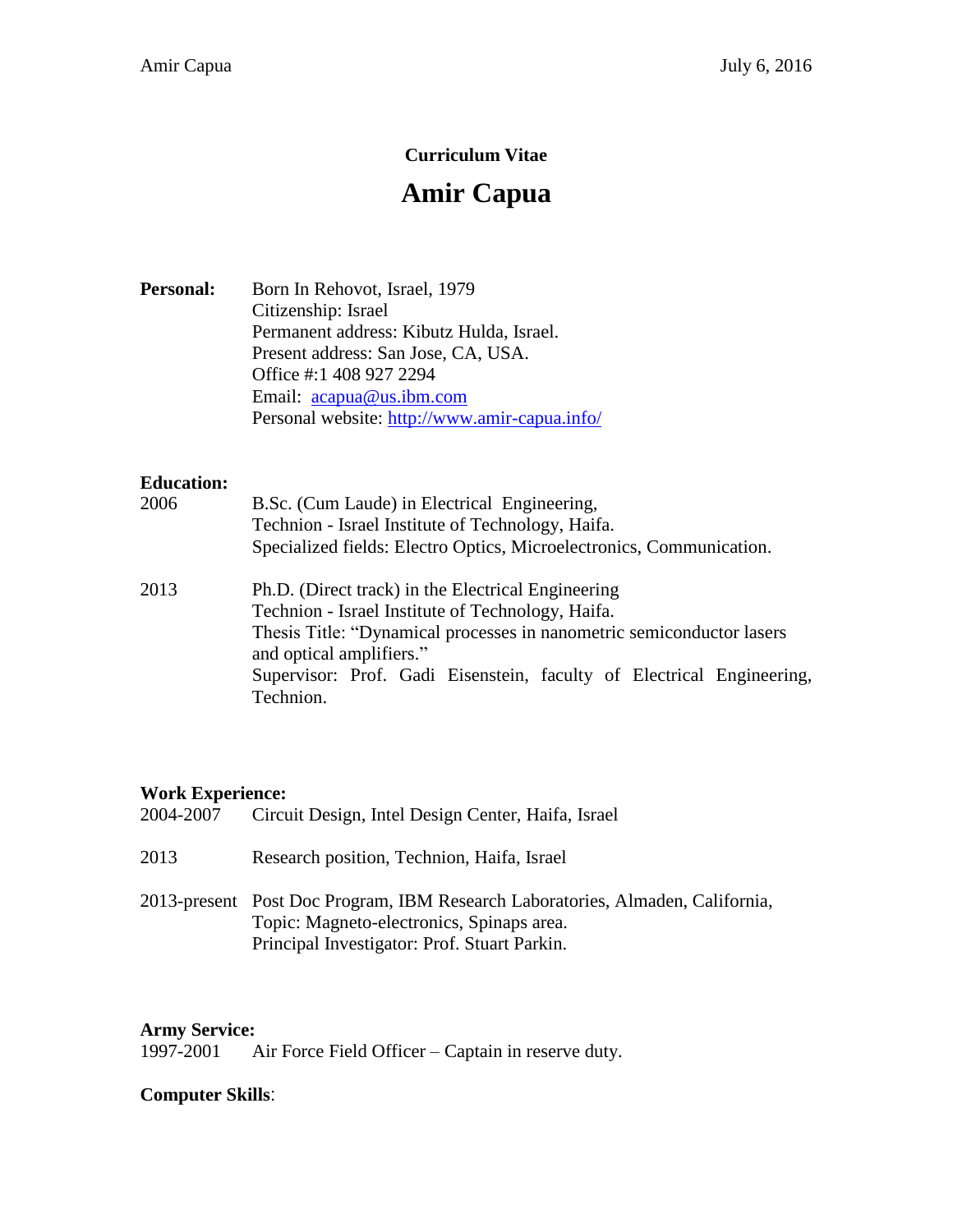# Curriculum Vitae

# Amir Capua

**Personal:** Born In Rehovot, Israel, 1979
Citizenship: Israel
Permanent address: Kibutz Hulda, Israel.
Present address: San Jose, CA, USA.
Office #:1 408 927 2294
Email: acapua@us.ibm.com
Personal website: http://www.amir-capua.info/

**Education:**

2006 B.Sc. (Cum Laude) in Electrical Engineering,
Technion - Israel Institute of Technology, Haifa.
Specialized fields: Electro Optics, Microelectronics, Communication.

2013 Ph.D. (Direct track) in the Electrical Engineering
Technion - Israel Institute of Technology, Haifa.
Thesis Title: "Dynamical processes in nanometric semiconductor lasers and optical amplifiers."
Supervisor: Prof. Gadi Eisenstein, faculty of Electrical Engineering, Technion.

**Work Experience:**

2004-2007 Circuit Design, Intel Design Center, Haifa, Israel

2013 Research position, Technion, Haifa, Israel

2013-present Post Doc Program, IBM Research Laboratories, Almaden, California,
Topic: Magneto-electronics, Spinaps area.
Principal Investigator: Prof. Stuart Parkin.

**Army Service:**

1997-2001 Air Force Field Officer – Captain in reserve duty.

**Computer Skills**: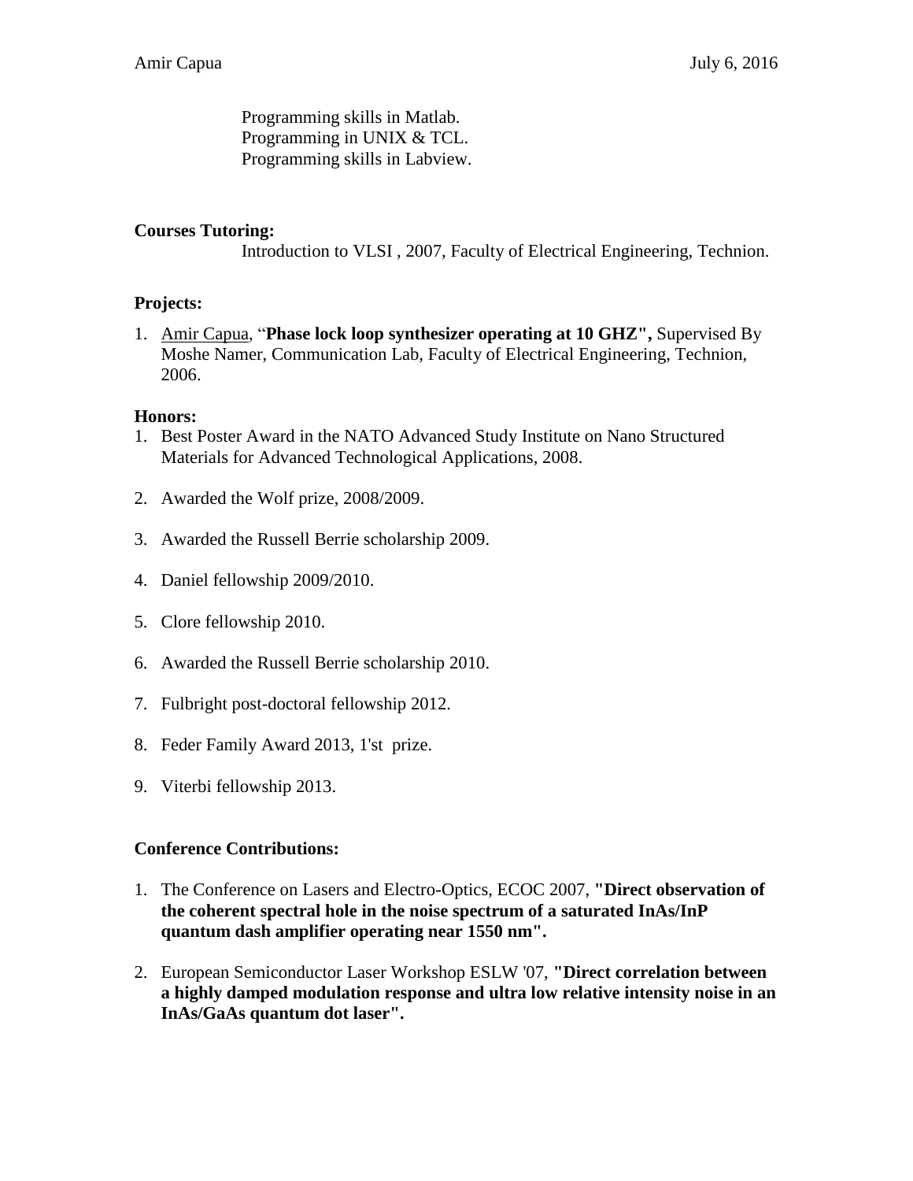Programming skills in Matlab.
Programming in UNIX & TCL.
Programming skills in Labview.

**Courses Tutoring:**

Introduction to VLSI , 2007, Faculty of Electrical Engineering, Technion.

**Projects:**

1. Amir Capua, "**Phase lock loop synthesizer operating at 10 GHZ",** Supervised By Moshe Namer, Communication Lab, Faculty of Electrical Engineering, Technion, 2006.

**Honors:**

1. Best Poster Award in the NATO Advanced Study Institute on Nano Structured Materials for Advanced Technological Applications, 2008.
2. Awarded the Wolf prize, 2008/2009.
3. Awarded the Russell Berrie scholarship 2009.
4. Daniel fellowship 2009/2010.
5. Clore fellowship 2010.
6. Awarded the Russell Berrie scholarship 2010.
7. Fulbright post-doctoral fellowship 2012.
8. Feder Family Award 2013, 1'st prize.
9. Viterbi fellowship 2013.

**Conference Contributions:**

1. The Conference on Lasers and Electro-Optics, ECOC 2007, **"Direct observation of the coherent spectral hole in the noise spectrum of a saturated InAs/InP quantum dash amplifier operating near 1550 nm".**
2. European Semiconductor Laser Workshop ESLW '07, **"Direct correlation between a highly damped modulation response and ultra low relative intensity noise in an InAs/GaAs quantum dot laser".**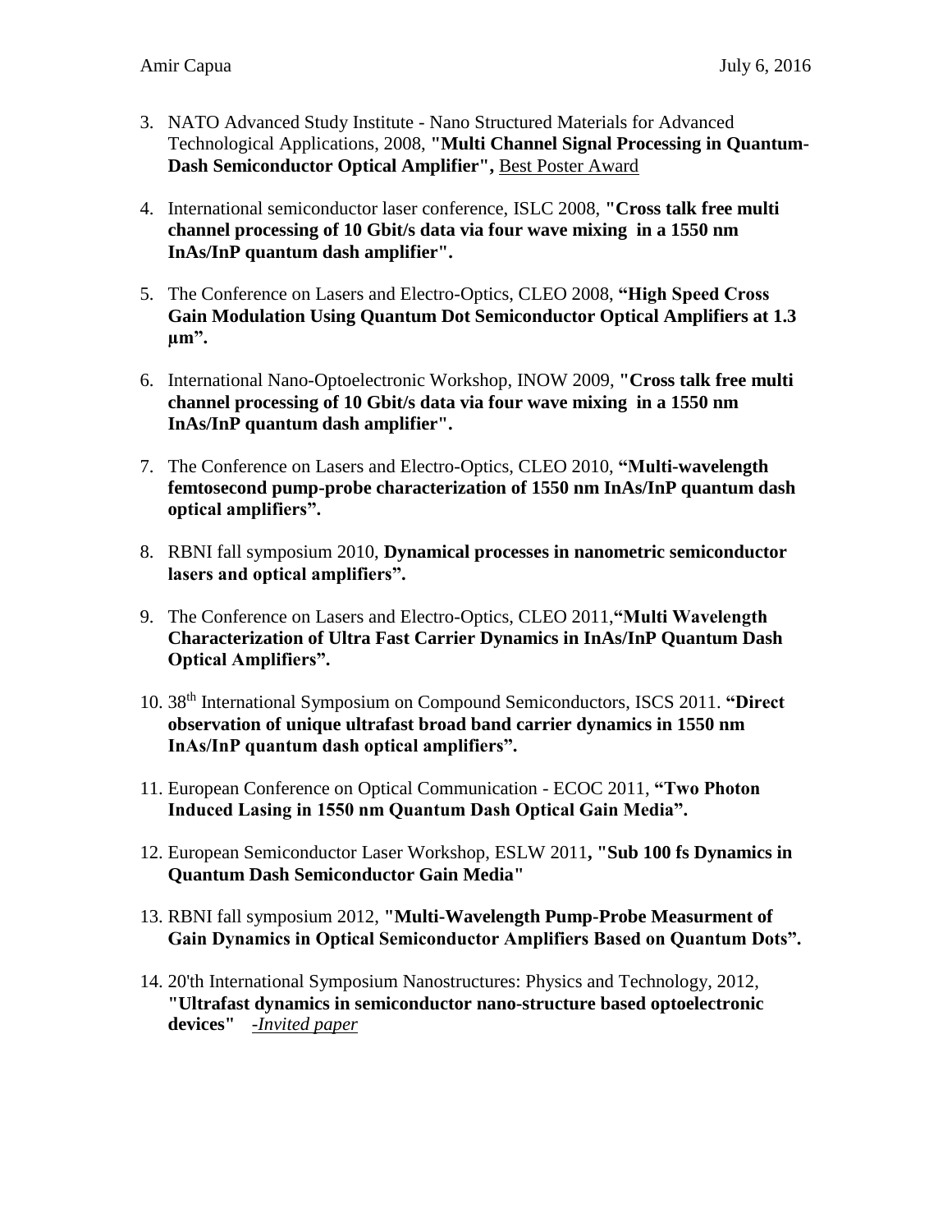3. NATO Advanced Study Institute - Nano Structured Materials for Advanced Technological Applications, 2008, **"Multi Channel Signal Processing in Quantum-Dash Semiconductor Optical Amplifier",** Best Poster Award

4. International semiconductor laser conference, ISLC 2008, **"Cross talk free multi channel processing of 10 Gbit/s data via four wave mixing in a 1550 nm InAs/InP quantum dash amplifier".**

5. The Conference on Lasers and Electro-Optics, CLEO 2008, **"High Speed Cross Gain Modulation Using Quantum Dot Semiconductor Optical Amplifiers at 1.3 μm".**

6. International Nano-Optoelectronic Workshop, INOW 2009, **"Cross talk free multi channel processing of 10 Gbit/s data via four wave mixing in a 1550 nm InAs/InP quantum dash amplifier".**

7. The Conference on Lasers and Electro-Optics, CLEO 2010, **"Multi-wavelength femtosecond pump-probe characterization of 1550 nm InAs/InP quantum dash optical amplifiers".**

8. RBNI fall symposium 2010, **Dynamical processes in nanometric semiconductor lasers and optical amplifiers".**

9. The Conference on Lasers and Electro-Optics, CLEO 2011,**"Multi Wavelength Characterization of Ultra Fast Carrier Dynamics in InAs/InP Quantum Dash Optical Amplifiers".**

10. 38th International Symposium on Compound Semiconductors, ISCS 2011. **"Direct observation of unique ultrafast broad band carrier dynamics in 1550 nm InAs/InP quantum dash optical amplifiers".**

11. European Conference on Optical Communication - ECOC 2011, **"Two Photon Induced Lasing in 1550 nm Quantum Dash Optical Gain Media".**

12. European Semiconductor Laser Workshop, ESLW 2011**, "Sub 100 fs Dynamics in Quantum Dash Semiconductor Gain Media"**

13. RBNI fall symposium 2012, **"Multi-Wavelength Pump-Probe Measurment of Gain Dynamics in Optical Semiconductor Amplifiers Based on Quantum Dots".**

14. 20'th International Symposium Nanostructures: Physics and Technology, 2012, **"Ultrafast dynamics in semiconductor nano-structure based optoelectronic devices"** *-Invited paper*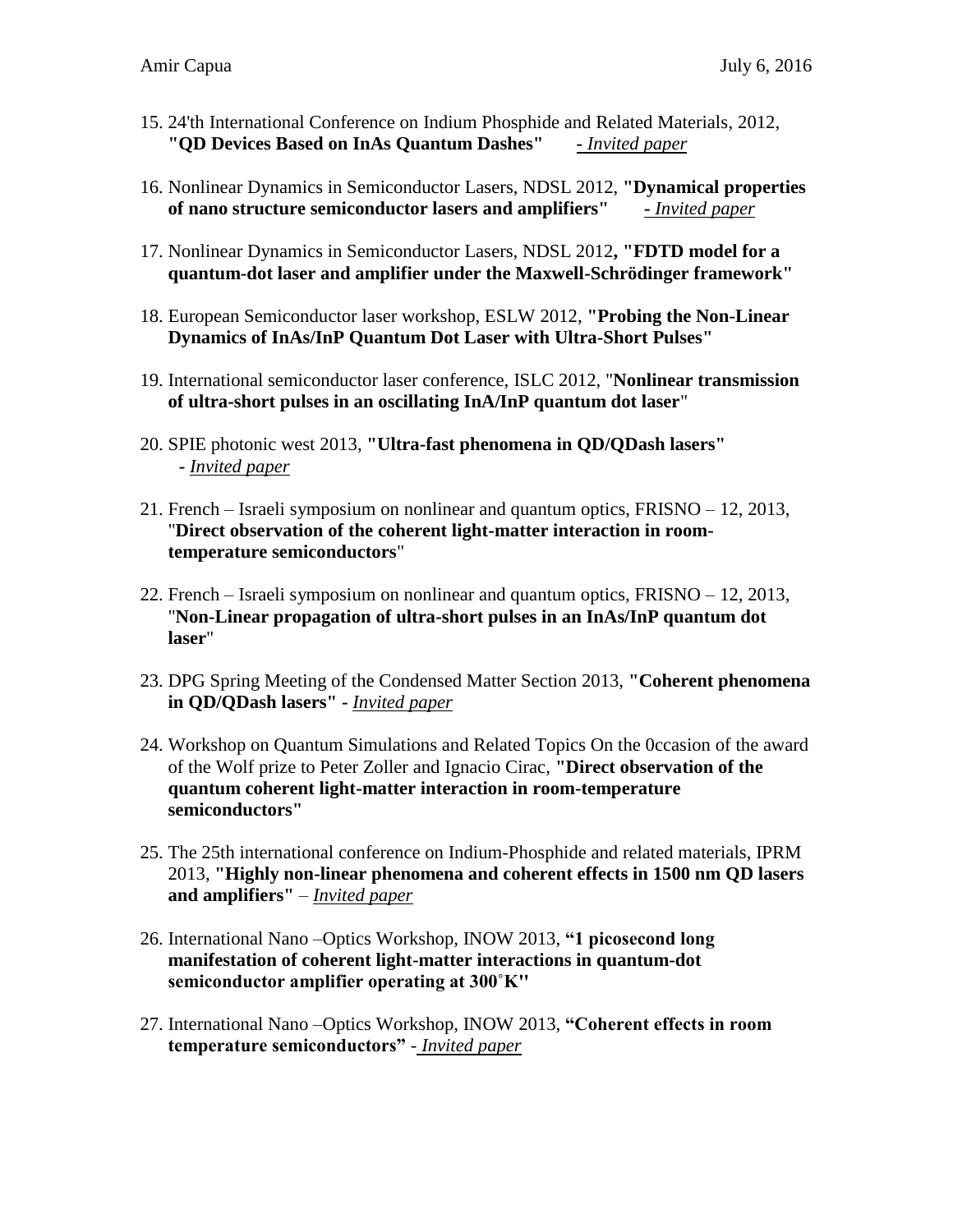15. 24'th International Conference on Indium Phosphide and Related Materials, 2012, **"QD Devices Based on InAs Quantum Dashes"** - *Invited paper*

16. Nonlinear Dynamics in Semiconductor Lasers, NDSL 2012, **"Dynamical properties of nano structure semiconductor lasers and amplifiers"** - *Invited paper*

17. Nonlinear Dynamics in Semiconductor Lasers, NDSL 2012**, "FDTD model for a quantum-dot laser and amplifier under the Maxwell-Schrödinger framework"**

18. European Semiconductor laser workshop, ESLW 2012, **"Probing the Non-Linear Dynamics of InAs/InP Quantum Dot Laser with Ultra-Short Pulses"**

19. International semiconductor laser conference, ISLC 2012, "**Nonlinear transmission of ultra-short pulses in an oscillating InA/InP quantum dot laser**"

20. SPIE photonic west 2013, **"Ultra-fast phenomena in QD/QDash lasers"** - *Invited paper*

21. French – Israeli symposium on nonlinear and quantum optics, FRISNO – 12, 2013, "**Direct observation of the coherent light-matter interaction in room-temperature semiconductors**"

22. French – Israeli symposium on nonlinear and quantum optics, FRISNO – 12, 2013, "**Non-Linear propagation of ultra-short pulses in an InAs/InP quantum dot laser**"

23. DPG Spring Meeting of the Condensed Matter Section 2013, **"Coherent phenomena in QD/QDash lasers"** - *Invited paper*

24. Workshop on Quantum Simulations and Related Topics On the 0ccasion of the award of the Wolf prize to Peter Zoller and Ignacio Cirac, **"Direct observation of the quantum coherent light-matter interaction in room-temperature semiconductors"**

25. The 25th international conference on Indium-Phosphide and related materials, IPRM 2013, **"Highly non-linear phenomena and coherent effects in 1500 nm QD lasers and amplifiers"** – *Invited paper*

26. International Nano –Optics Workshop, INOW 2013, **"1 picosecond long manifestation of coherent light-matter interactions in quantum-dot semiconductor amplifier operating at 300˚K"**

27. International Nano –Optics Workshop, INOW 2013, **"Coherent effects in room temperature semiconductors"** - *Invited paper*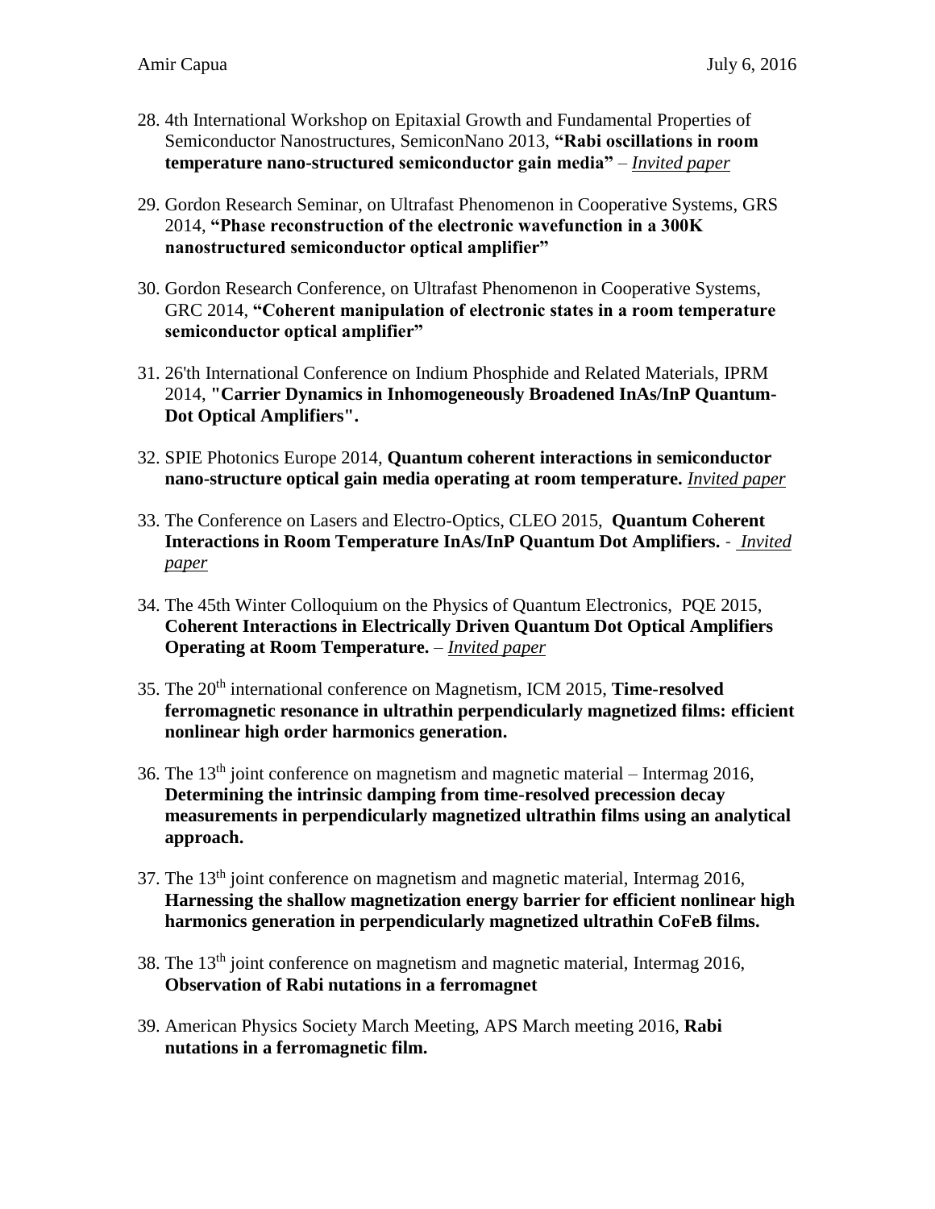28. 4th International Workshop on Epitaxial Growth and Fundamental Properties of Semiconductor Nanostructures, SemiconNano 2013, **“Rabi oscillations in room temperature nano-structured semiconductor gain media”** – *Invited paper*

29. Gordon Research Seminar, on Ultrafast Phenomenon in Cooperative Systems, GRS 2014, **“Phase reconstruction of the electronic wavefunction in a 300K nanostructured semiconductor optical amplifier”**

30. Gordon Research Conference, on Ultrafast Phenomenon in Cooperative Systems, GRC 2014, **“Coherent manipulation of electronic states in a room temperature semiconductor optical amplifier”**

31. 26'th International Conference on Indium Phosphide and Related Materials, IPRM 2014, **"Carrier Dynamics in Inhomogeneously Broadened InAs/InP Quantum-Dot Optical Amplifiers".**

32. SPIE Photonics Europe 2014, **Quantum coherent interactions in semiconductor nano-structure optical gain media operating at room temperature.** *Invited paper*

33. The Conference on Lasers and Electro-Optics, CLEO 2015, **Quantum Coherent Interactions in Room Temperature InAs/InP Quantum Dot Amplifiers.** - *Invited paper*

34. The 45th Winter Colloquium on the Physics of Quantum Electronics, PQE 2015, **Coherent Interactions in Electrically Driven Quantum Dot Optical Amplifiers Operating at Room Temperature.** – *Invited paper*

35. The 20th international conference on Magnetism, ICM 2015, **Time-resolved ferromagnetic resonance in ultrathin perpendicularly magnetized films: efficient nonlinear high order harmonics generation.**

36. The 13th joint conference on magnetism and magnetic material – Intermag 2016, **Determining the intrinsic damping from time-resolved precession decay measurements in perpendicularly magnetized ultrathin films using an analytical approach.**

37. The 13th joint conference on magnetism and magnetic material, Intermag 2016, **Harnessing the shallow magnetization energy barrier for efficient nonlinear high harmonics generation in perpendicularly magnetized ultrathin CoFeB films.**

38. The 13th joint conference on magnetism and magnetic material, Intermag 2016, **Observation of Rabi nutations in a ferromagnet**

39. American Physics Society March Meeting, APS March meeting 2016, **Rabi nutations in a ferromagnetic film.**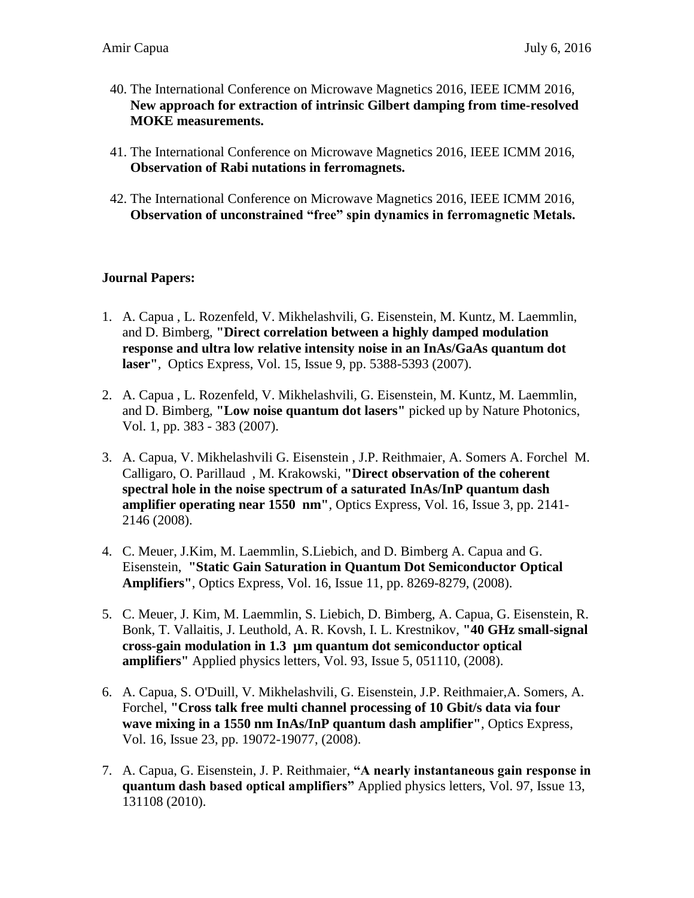40. The International Conference on Microwave Magnetics 2016, IEEE ICMM 2016, **New approach for extraction of intrinsic Gilbert damping from time-resolved MOKE measurements.**

41. The International Conference on Microwave Magnetics 2016, IEEE ICMM 2016, **Observation of Rabi nutations in ferromagnets.**

42. The International Conference on Microwave Magnetics 2016, IEEE ICMM 2016, **Observation of unconstrained "free" spin dynamics in ferromagnetic Metals.**

**Journal Papers:**

1. A. Capua , L. Rozenfeld, V. Mikhelashvili, G. Eisenstein, M. Kuntz, M. Laemmlin, and D. Bimberg, **"Direct correlation between a highly damped modulation response and ultra low relative intensity noise in an InAs/GaAs quantum dot laser"**, Optics Express, Vol. 15, Issue 9, pp. 5388-5393 (2007).

2. A. Capua , L. Rozenfeld, V. Mikhelashvili, G. Eisenstein, M. Kuntz, M. Laemmlin, and D. Bimberg, **"Low noise quantum dot lasers"** picked up by Nature Photonics, Vol. 1, pp. 383 - 383 (2007).

3. A. Capua, V. Mikhelashvili G. Eisenstein , J.P. Reithmaier, A. Somers A. Forchel M. Calligaro, O. Parillaud , M. Krakowski, **"Direct observation of the coherent spectral hole in the noise spectrum of a saturated InAs/InP quantum dash amplifier operating near 1550 nm"**, Optics Express, Vol. 16, Issue 3, pp. 2141-2146 (2008).

4. C. Meuer, J.Kim, M. Laemmlin, S.Liebich, and D. Bimberg A. Capua and G. Eisenstein, **"Static Gain Saturation in Quantum Dot Semiconductor Optical Amplifiers"**, Optics Express, Vol. 16, Issue 11, pp. 8269-8279, (2008).

5. C. Meuer, J. Kim, M. Laemmlin, S. Liebich, D. Bimberg, A. Capua, G. Eisenstein, R. Bonk, T. Vallaitis, J. Leuthold, A. R. Kovsh, I. L. Krestnikov, **"40 GHz small-signal cross-gain modulation in 1.3 µm quantum dot semiconductor optical amplifiers"** Applied physics letters, Vol. 93, Issue 5, 051110, (2008).

6. A. Capua, S. O'Duill, V. Mikhelashvili, G. Eisenstein, J.P. Reithmaier,A. Somers, A. Forchel, **"Cross talk free multi channel processing of 10 Gbit/s data via four wave mixing in a 1550 nm InAs/InP quantum dash amplifier"**, Optics Express, Vol. 16, Issue 23, pp. 19072-19077, (2008).

7. A. Capua, G. Eisenstein, J. P. Reithmaier, **"A nearly instantaneous gain response in quantum dash based optical amplifiers"** Applied physics letters, Vol. 97, Issue 13, 131108 (2010).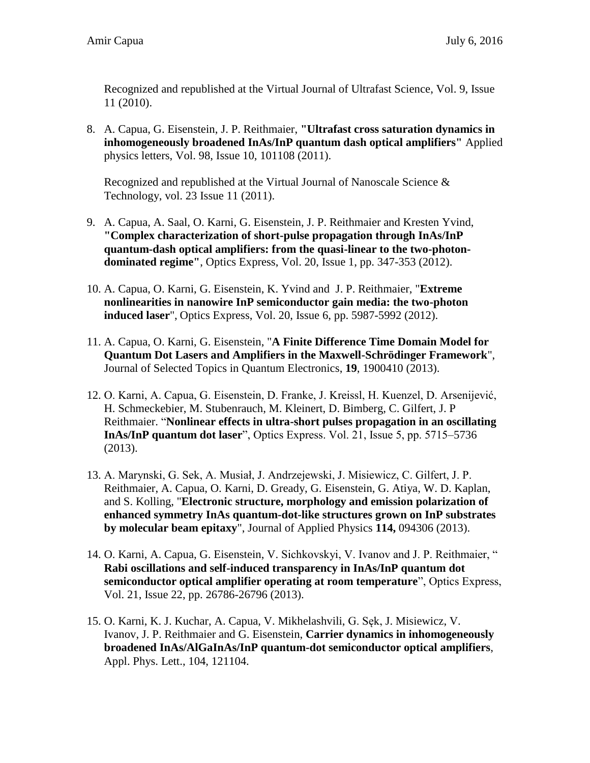Recognized and republished at the Virtual Journal of Ultrafast Science, Vol. 9, Issue 11 (2010).

8. A. Capua, G. Eisenstein, J. P. Reithmaier, **"Ultrafast cross saturation dynamics in inhomogeneously broadened InAs/InP quantum dash optical amplifiers"** Applied physics letters, Vol. 98, Issue 10, 101108 (2011).

   Recognized and republished at the Virtual Journal of Nanoscale Science & Technology, vol. 23 Issue 11 (2011).

9. A. Capua, A. Saal, O. Karni, G. Eisenstein, J. P. Reithmaier and Kresten Yvind, **"Complex characterization of short-pulse propagation through InAs/InP quantum-dash optical amplifiers: from the quasi-linear to the two-photon-dominated regime"**, Optics Express, Vol. 20, Issue 1, pp. 347-353 (2012).

10. A. Capua, O. Karni, G. Eisenstein, K. Yvind and J. P. Reithmaier, "**Extreme nonlinearities in nanowire InP semiconductor gain media: the two-photon induced laser**", Optics Express, Vol. 20, Issue 6, pp. 5987-5992 (2012).

11. A. Capua, O. Karni, G. Eisenstein, "**A Finite Difference Time Domain Model for Quantum Dot Lasers and Amplifiers in the Maxwell-Schrödinger Framework**", Journal of Selected Topics in Quantum Electronics, **19**, 1900410 (2013).

12. O. Karni, A. Capua, G. Eisenstein, D. Franke, J. Kreissl, H. Kuenzel, D. Arsenijević, H. Schmeckebier, M. Stubenrauch, M. Kleinert, D. Bimberg, C. Gilfert, J. P Reithmaier. "**Nonlinear effects in ultra-short pulses propagation in an oscillating InAs/InP quantum dot laser**", Optics Express. Vol. 21, Issue 5, pp. 5715–5736 (2013).

13. A. Marynski, G. Sek, A. Musiał, J. Andrzejewski, J. Misiewicz, C. Gilfert, J. P. Reithmaier, A. Capua, O. Karni, D. Gready, G. Eisenstein, G. Atiya, W. D. Kaplan, and S. Kolling, "**Electronic structure, morphology and emission polarization of enhanced symmetry InAs quantum-dot-like structures grown on InP substrates by molecular beam epitaxy**", Journal of Applied Physics **114,** 094306 (2013).

14. O. Karni, A. Capua, G. Eisenstein, V. Sichkovskyi, V. Ivanov and J. P. Reithmaier, "**Rabi oscillations and self-induced transparency in InAs/InP quantum dot semiconductor optical amplifier operating at room temperature**", Optics Express, Vol. 21, Issue 22, pp. 26786-26796 (2013).

15. O. Karni, K. J. Kuchar, A. Capua, V. Mikhelashvili, G. Sęk, J. Misiewicz, V. Ivanov, J. P. Reithmaier and G. Eisenstein, **Carrier dynamics in inhomogeneously broadened InAs/AlGaInAs/InP quantum-dot semiconductor optical amplifiers**, Appl. Phys. Lett., 104, 121104.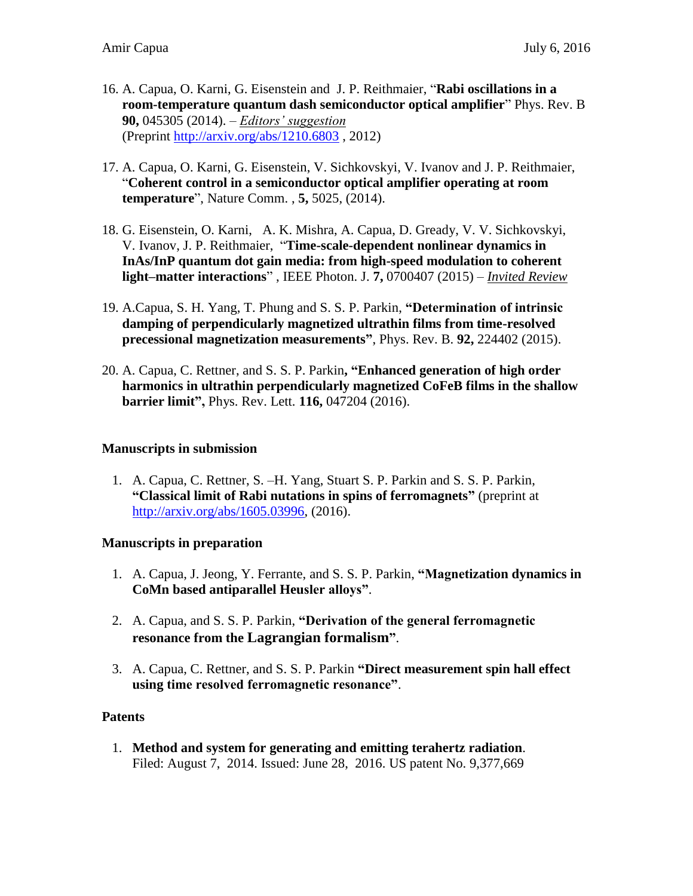16. A. Capua, O. Karni, G. Eisenstein and J. P. Reithmaier, "**Rabi oscillations in a room-temperature quantum dash semiconductor optical amplifier**" Phys. Rev. B **90,** 045305 (2014). – *Editors' suggestion*
(Preprint http://arxiv.org/abs/1210.6803 , 2012)

17. A. Capua, O. Karni, G. Eisenstein, V. Sichkovskyi, V. Ivanov and J. P. Reithmaier, "**Coherent control in a semiconductor optical amplifier operating at room temperature**", Nature Comm. , **5,** 5025, (2014).

18. G. Eisenstein, O. Karni, A. K. Mishra, A. Capua, D. Gready, V. V. Sichkovskyi, V. Ivanov, J. P. Reithmaier, "**Time-scale-dependent nonlinear dynamics in InAs/InP quantum dot gain media: from high-speed modulation to coherent light–matter interactions**" , IEEE Photon. J. **7,** 0700407 (2015) – *Invited Review*

19. A.Capua, S. H. Yang, T. Phung and S. S. P. Parkin, **"Determination of intrinsic damping of perpendicularly magnetized ultrathin films from time-resolved precessional magnetization measurements"**, Phys. Rev. B. **92,** 224402 (2015).

20. A. Capua, C. Rettner, and S. S. P. Parkin**, "Enhanced generation of high order harmonics in ultrathin perpendicularly magnetized CoFeB films in the shallow barrier limit",** Phys. Rev. Lett. **116,** 047204 (2016).

### Manuscripts in submission

1. A. Capua, C. Rettner, S. –H. Yang, Stuart S. P. Parkin and S. S. P. Parkin, **"Classical limit of Rabi nutations in spins of ferromagnets"** (preprint at http://arxiv.org/abs/1605.03996, (2016).

### Manuscripts in preparation

1. A. Capua, J. Jeong, Y. Ferrante, and S. S. P. Parkin, **"Magnetization dynamics in CoMn based antiparallel Heusler alloys"**.

2. A. Capua, and S. S. P. Parkin, **"Derivation of the general ferromagnetic resonance from the Lagrangian formalism"**.

3. A. Capua, C. Rettner, and S. S. P. Parkin **"Direct measurement spin hall effect using time resolved ferromagnetic resonance"**.

### Patents

1. **Method and system for generating and emitting terahertz radiation**.
Filed: August 7, 2014. Issued: June 28, 2016. US patent No. 9,377,669